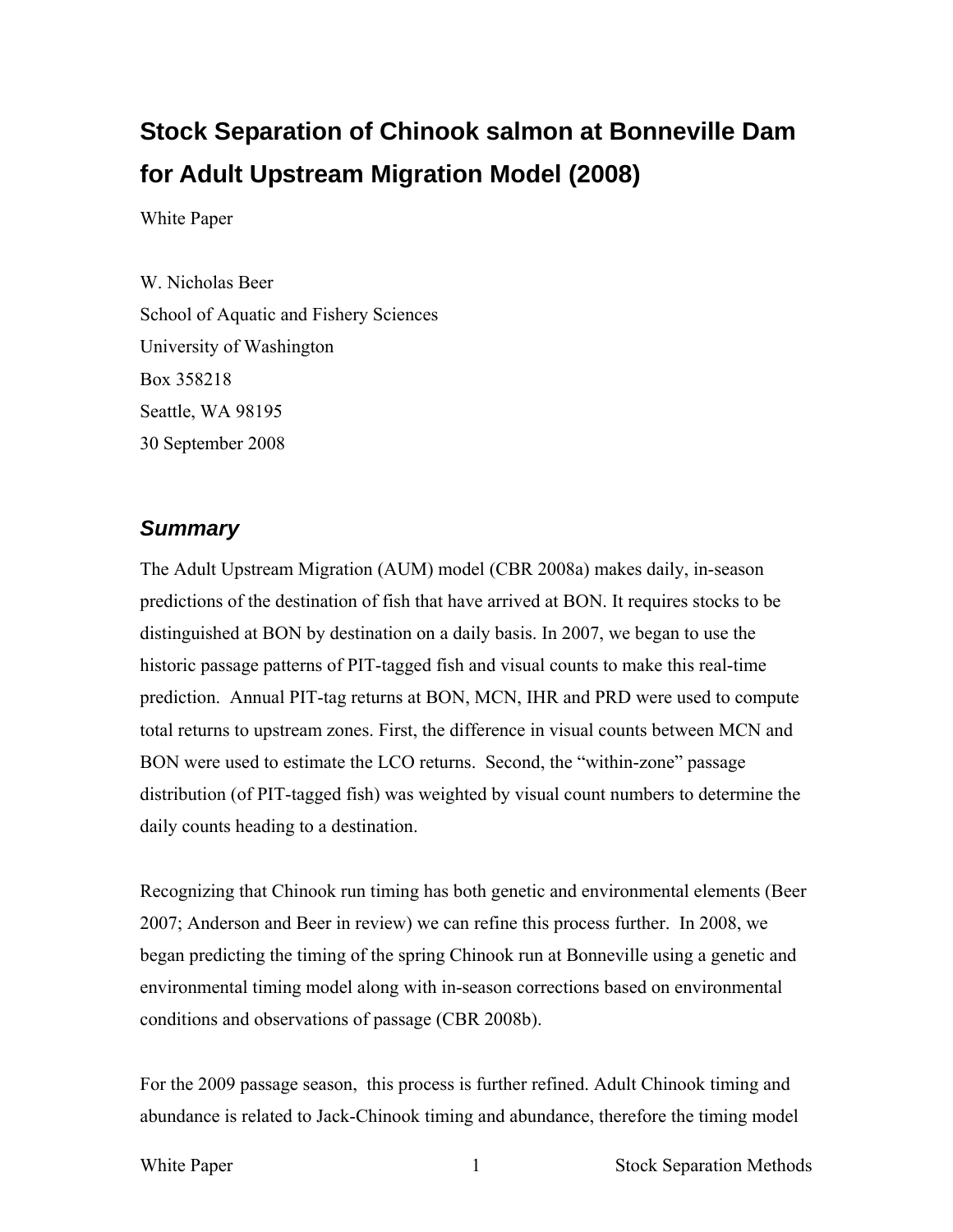# Stock Separation of Chinook salmon at Bonneville Dam for Adult Upstream Migration Model (2008)

White Paper

W. Nicholas Beer
School of Aquatic and Fishery Sciences
University of Washington
Box 358218
Seattle, WA 98195
30 September 2008

## *Summary*

The Adult Upstream Migration (AUM) model (CBR 2008a) makes daily, in-season predictions of the destination of fish that have arrived at BON. It requires stocks to be distinguished at BON by destination on a daily basis. In 2007, we began to use the historic passage patterns of PIT-tagged fish and visual counts to make this real-time prediction. Annual PIT-tag returns at BON, MCN, IHR and PRD were used to compute total returns to upstream zones. First, the difference in visual counts between MCN and BON were used to estimate the LCO returns. Second, the "within-zone" passage distribution (of PIT-tagged fish) was weighted by visual count numbers to determine the daily counts heading to a destination.

Recognizing that Chinook run timing has both genetic and environmental elements (Beer 2007; Anderson and Beer in review) we can refine this process further. In 2008, we began predicting the timing of the spring Chinook run at Bonneville using a genetic and environmental timing model along with in-season corrections based on environmental conditions and observations of passage (CBR 2008b).

For the 2009 passage season, this process is further refined. Adult Chinook timing and abundance is related to Jack-Chinook timing and abundance, therefore the timing model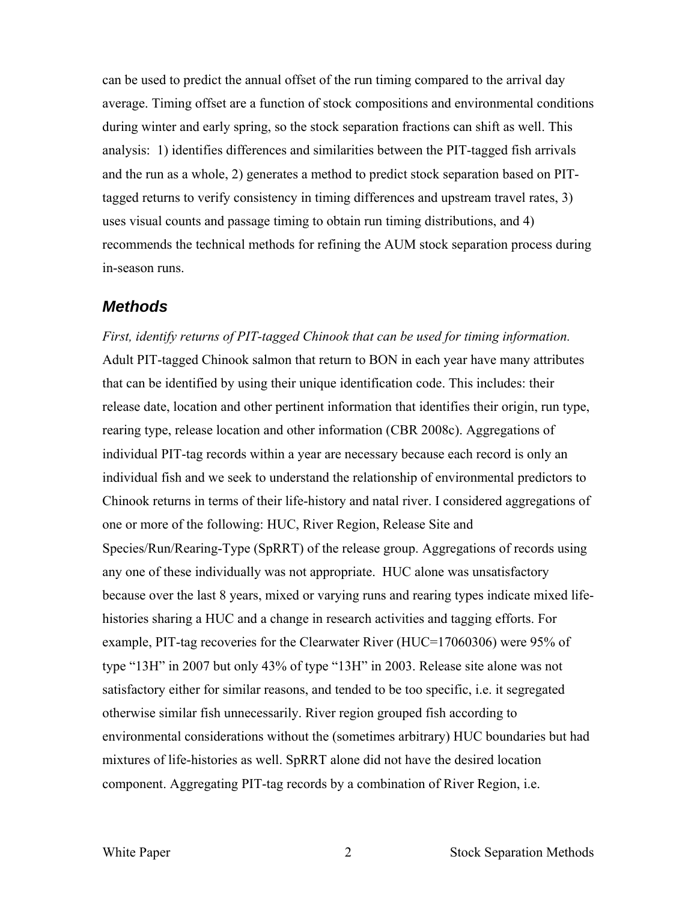can be used to predict the annual offset of the run timing compared to the arrival day average. Timing offset are a function of stock compositions and environmental conditions during winter and early spring, so the stock separation fractions can shift as well. This analysis: 1) identifies differences and similarities between the PIT-tagged fish arrivals and the run as a whole, 2) generates a method to predict stock separation based on PIT-tagged returns to verify consistency in timing differences and upstream travel rates, 3) uses visual counts and passage timing to obtain run timing distributions, and 4) recommends the technical methods for refining the AUM stock separation process during in-season runs.

## Methods

*First, identify returns of PIT-tagged Chinook that can be used for timing information.* Adult PIT-tagged Chinook salmon that return to BON in each year have many attributes that can be identified by using their unique identification code. This includes: their release date, location and other pertinent information that identifies their origin, run type, rearing type, release location and other information (CBR 2008c). Aggregations of individual PIT-tag records within a year are necessary because each record is only an individual fish and we seek to understand the relationship of environmental predictors to Chinook returns in terms of their life-history and natal river. I considered aggregations of one or more of the following: HUC, River Region, Release Site and Species/Run/Rearing-Type (SpRRT) of the release group. Aggregations of records using any one of these individually was not appropriate. HUC alone was unsatisfactory because over the last 8 years, mixed or varying runs and rearing types indicate mixed life-histories sharing a HUC and a change in research activities and tagging efforts. For example, PIT-tag recoveries for the Clearwater River (HUC=17060306) were 95% of type "13H" in 2007 but only 43% of type "13H" in 2003. Release site alone was not satisfactory either for similar reasons, and tended to be too specific, i.e. it segregated otherwise similar fish unnecessarily. River region grouped fish according to environmental considerations without the (sometimes arbitrary) HUC boundaries but had mixtures of life-histories as well. SpRRT alone did not have the desired location component. Aggregating PIT-tag records by a combination of River Region, i.e.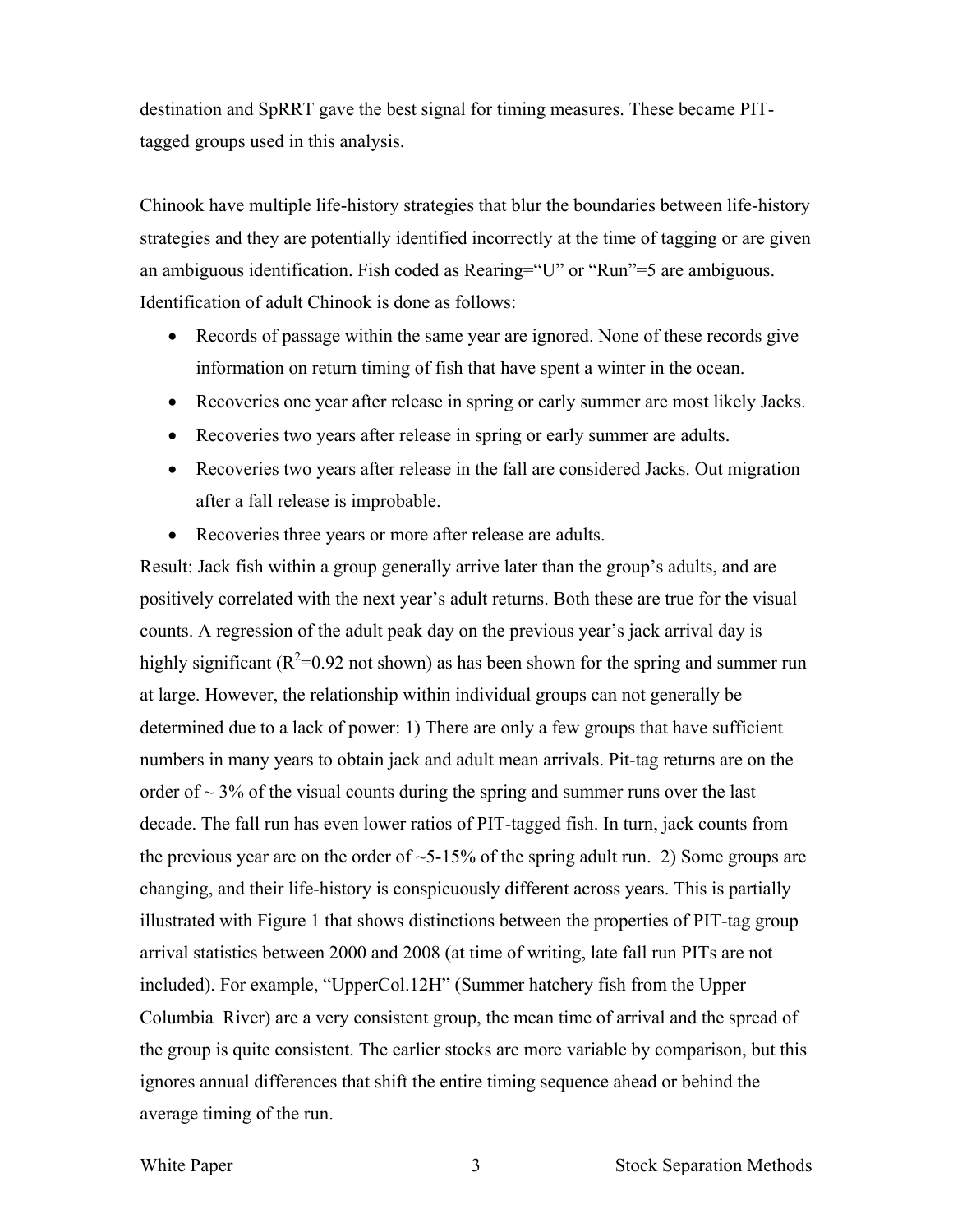destination and SpRRT gave the best signal for timing measures. These became PIT-tagged groups used in this analysis.

Chinook have multiple life-history strategies that blur the boundaries between life-history strategies and they are potentially identified incorrectly at the time of tagging or are given an ambiguous identification. Fish coded as Rearing="U" or "Run"=5 are ambiguous. Identification of adult Chinook is done as follows:

- Records of passage within the same year are ignored. None of these records give information on return timing of fish that have spent a winter in the ocean.
- Recoveries one year after release in spring or early summer are most likely Jacks.
- Recoveries two years after release in spring or early summer are adults.
- Recoveries two years after release in the fall are considered Jacks. Out migration after a fall release is improbable.
- Recoveries three years or more after release are adults.

Result: Jack fish within a group generally arrive later than the group's adults, and are positively correlated with the next year's adult returns. Both these are true for the visual counts. A regression of the adult peak day on the previous year's jack arrival day is highly significant ($R^2$=0.92 not shown) as has been shown for the spring and summer run at large. However, the relationship within individual groups can not generally be determined due to a lack of power: 1) There are only a few groups that have sufficient numbers in many years to obtain jack and adult mean arrivals. Pit-tag returns are on the order of ~ 3% of the visual counts during the spring and summer runs over the last decade. The fall run has even lower ratios of PIT-tagged fish. In turn, jack counts from the previous year are on the order of ~5-15% of the spring adult run. 2) Some groups are changing, and their life-history is conspicuously different across years. This is partially illustrated with Figure 1 that shows distinctions between the properties of PIT-tag group arrival statistics between 2000 and 2008 (at time of writing, late fall run PITs are not included). For example, "UpperCol.12H" (Summer hatchery fish from the Upper Columbia River) are a very consistent group, the mean time of arrival and the spread of the group is quite consistent. The earlier stocks are more variable by comparison, but this ignores annual differences that shift the entire timing sequence ahead or behind the average timing of the run.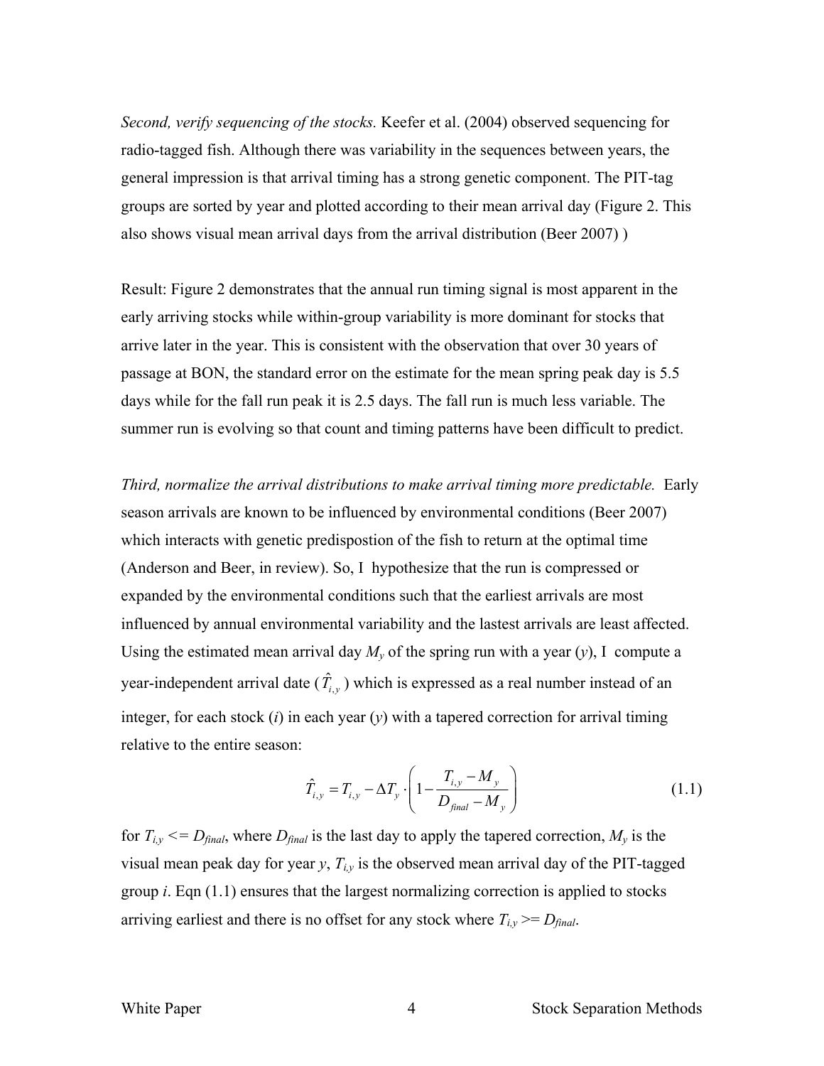*Second, verify sequencing of the stocks.* Keefer et al. (2004) observed sequencing for radio-tagged fish. Although there was variability in the sequences between years, the general impression is that arrival timing has a strong genetic component. The PIT-tag groups are sorted by year and plotted according to their mean arrival day (Figure 2. This also shows visual mean arrival days from the arrival distribution (Beer 2007) )

Result: Figure 2 demonstrates that the annual run timing signal is most apparent in the early arriving stocks while within-group variability is more dominant for stocks that arrive later in the year. This is consistent with the observation that over 30 years of passage at BON, the standard error on the estimate for the mean spring peak day is 5.5 days while for the fall run peak it is 2.5 days. The fall run is much less variable. The summer run is evolving so that count and timing patterns have been difficult to predict.

*Third, normalize the arrival distributions to make arrival timing more predictable.* Early season arrivals are known to be influenced by environmental conditions (Beer 2007) which interacts with genetic predispostion of the fish to return at the optimal time (Anderson and Beer, in review). So, I hypothesize that the run is compressed or expanded by the environmental conditions such that the earliest arrivals are most influenced by annual environmental variability and the lastest arrivals are least affected. Using the estimated mean arrival day $M_y$ of the spring run with a year ($y$), I compute a year-independent arrival date ($\hat{T}_{i,y}$) which is expressed as a real number instead of an integer, for each stock ($i$) in each year ($y$) with a tapered correction for arrival timing relative to the entire season:

$$\hat{T}_{i,y} = T_{i,y} - \Delta T_y \cdot \left(1 - \frac{T_{i,y} - M_y}{D_{final} - M_y}\right) \tag{1.1}$$

for $T_{i,y} <= D_{final}$, where $D_{final}$ is the last day to apply the tapered correction, $M_y$ is the visual mean peak day for year $y$, $T_{i,y}$ is the observed mean arrival day of the PIT-tagged group $i$. Eqn (1.1) ensures that the largest normalizing correction is applied to stocks arriving earliest and there is no offset for any stock where $T_{i,y} >= D_{final}$.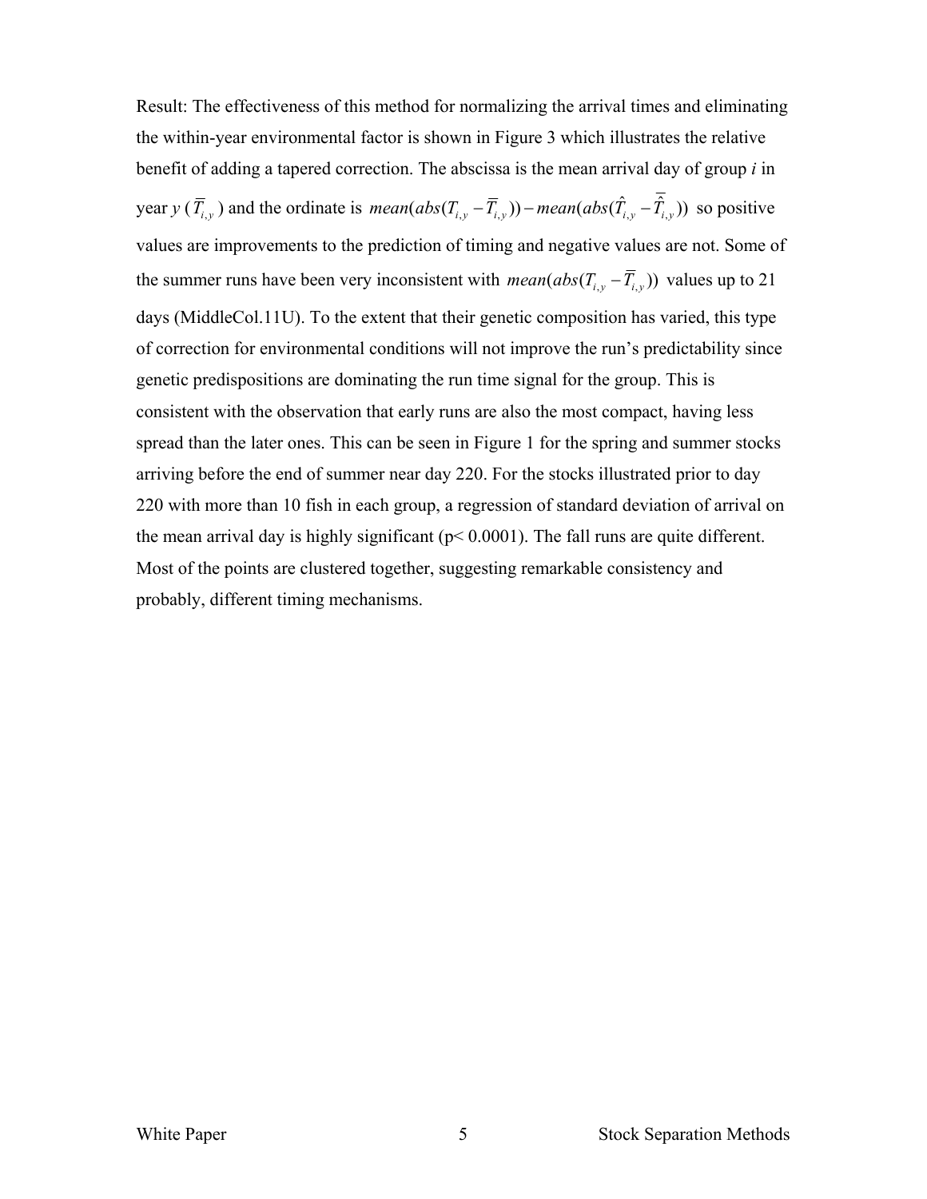Result: The effectiveness of this method for normalizing the arrival times and eliminating the within-year environmental factor is shown in Figure 3 which illustrates the relative benefit of adding a tapered correction. The abscissa is the mean arrival day of group *i* in year *y* ($\overline{T}_{i,y}$) and the ordinate is $mean(abs(T_{i,y} - \overline{T}_{i,y})) - mean(abs(\hat{T}_{i,y} - \overline{\hat{T}}_{i,y}))$ so positive values are improvements to the prediction of timing and negative values are not. Some of the summer runs have been very inconsistent with $mean(abs(T_{i,y} - \overline{T}_{i,y}))$ values up to 21 days (MiddleCol.11U). To the extent that their genetic composition has varied, this type of correction for environmental conditions will not improve the run's predictability since genetic predispositions are dominating the run time signal for the group. This is consistent with the observation that early runs are also the most compact, having less spread than the later ones. This can be seen in Figure 1 for the spring and summer stocks arriving before the end of summer near day 220. For the stocks illustrated prior to day 220 with more than 10 fish in each group, a regression of standard deviation of arrival on the mean arrival day is highly significant ($p < 0.0001$). The fall runs are quite different. Most of the points are clustered together, suggesting remarkable consistency and probably, different timing mechanisms.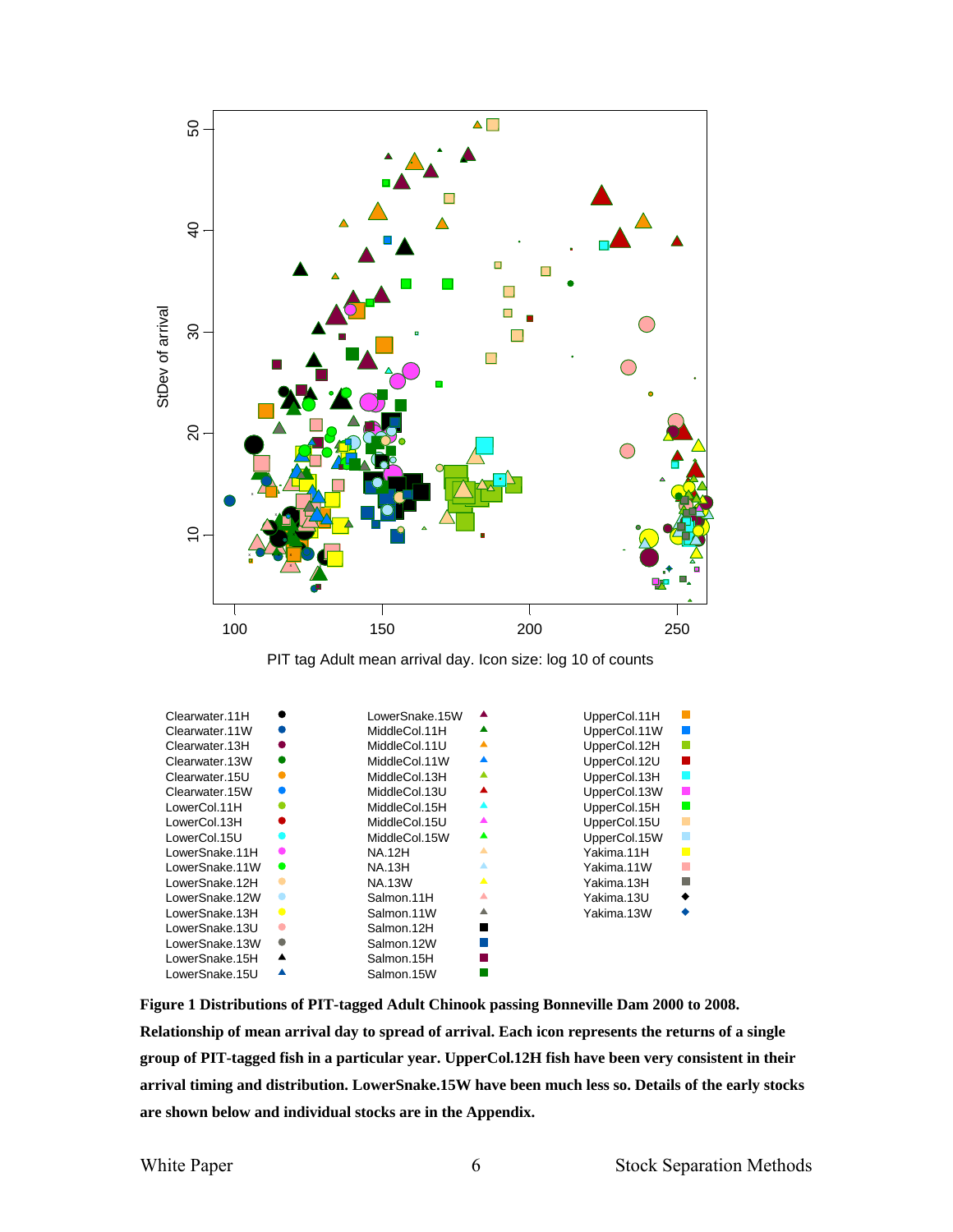**Figure 1 Distributions of PIT-tagged Adult Chinook passing Bonneville Dam 2000 to 2008. Relationship of mean arrival day to spread of arrival. Each icon represents the returns of a single group of PIT-tagged fish in a particular year. UpperCol.12H fish have been very consistent in their arrival timing and distribution. LowerSnake.15W have been much less so. Details of the early stocks are shown below and individual stocks are in the Appendix.**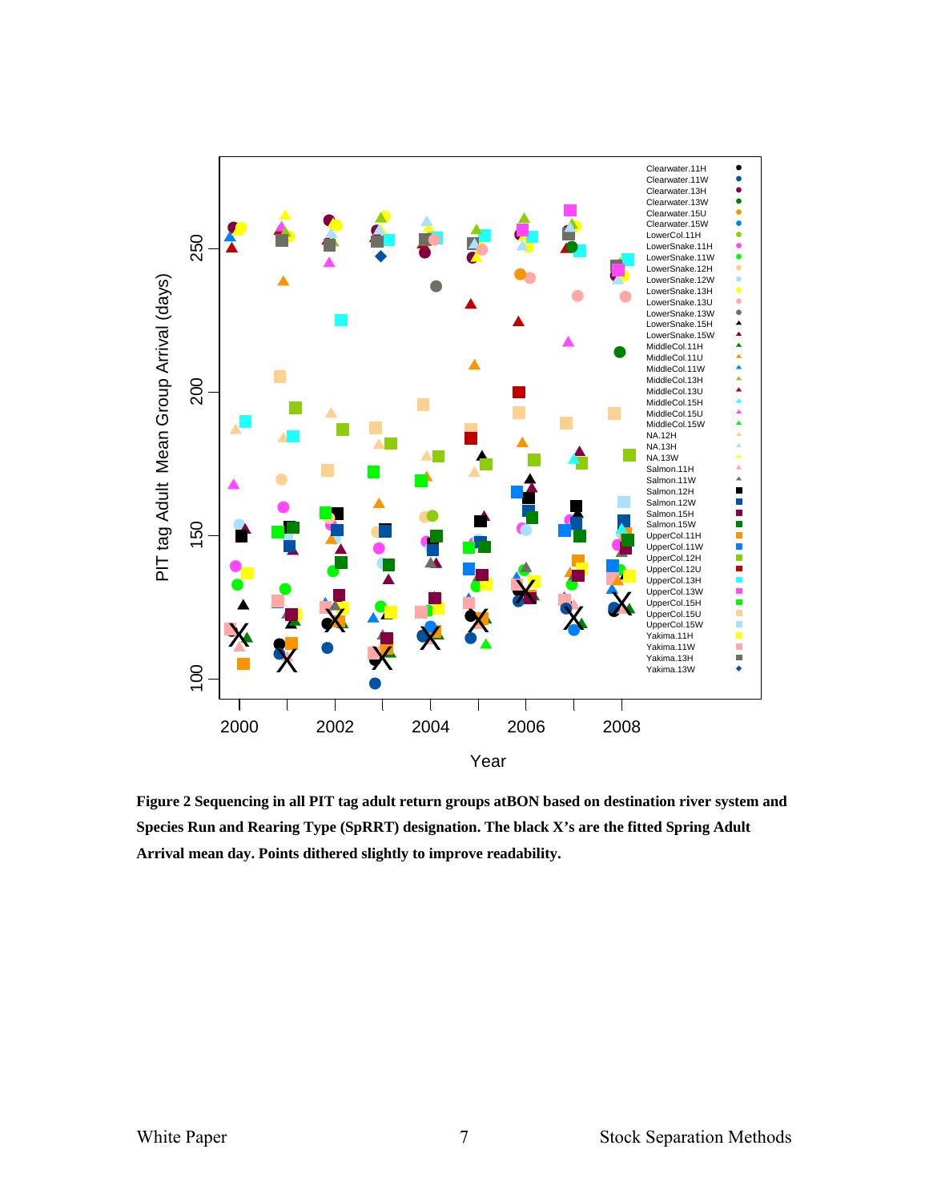**Figure 2 Sequencing in all PIT tag adult return groups atBON based on destination river system and Species Run and Rearing Type (SpRRT) designation. The black X's are the fitted Spring Adult Arrival mean day. Points dithered slightly to improve readability.**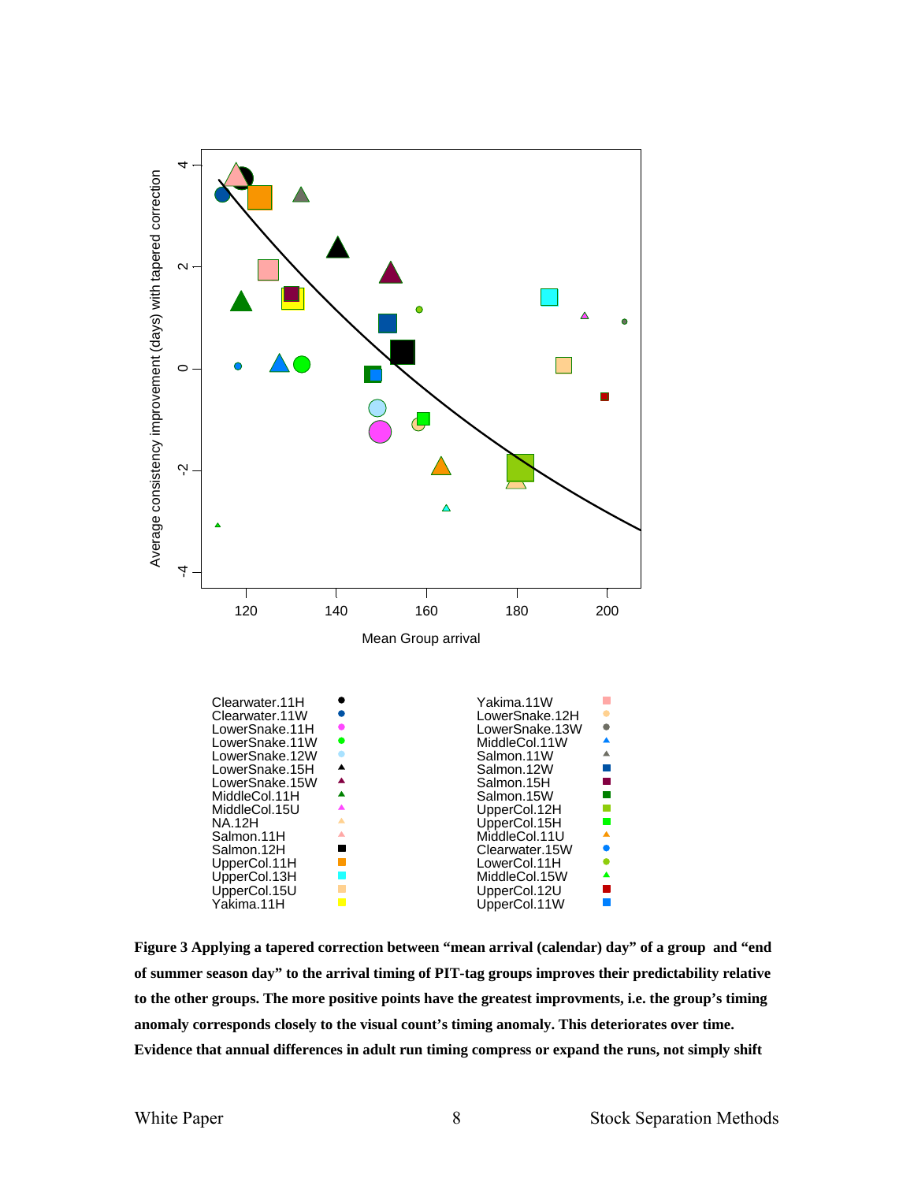**Figure 3 Applying a tapered correction between "mean arrival (calendar) day" of a group and "end of summer season day" to the arrival timing of PIT-tag groups improves their predictability relative to the other groups. The more positive points have the greatest improvments, i.e. the group's timing anomaly corresponds closely to the visual count's timing anomaly. This deteriorates over time. Evidence that annual differences in adult run timing compress or expand the runs, not simply shift**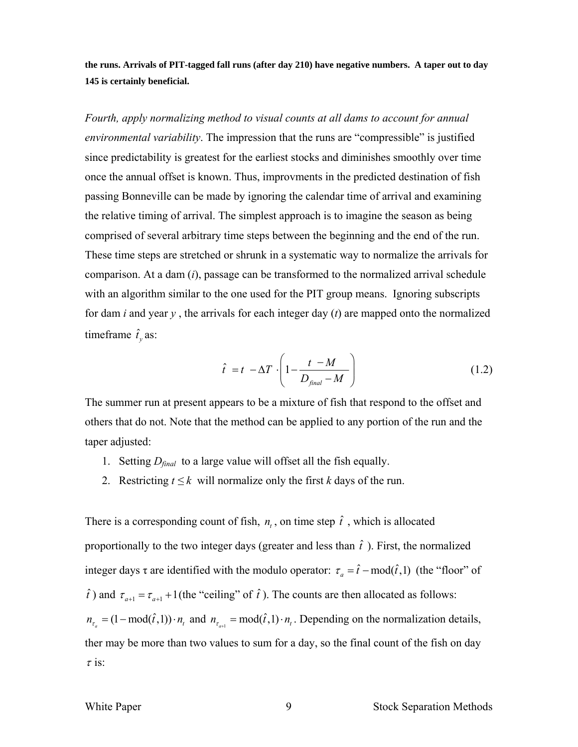**the runs. Arrivals of PIT-tagged fall runs (after day 210) have negative numbers. A taper out to day 145 is certainly beneficial.**

*Fourth, apply normalizing method to visual counts at all dams to account for annual environmental variability*. The impression that the runs are "compressible" is justified since predictability is greatest for the earliest stocks and diminishes smoothly over time once the annual offset is known. Thus, improvments in the predicted destination of fish passing Bonneville can be made by ignoring the calendar time of arrival and examining the relative timing of arrival. The simplest approach is to imagine the season as being comprised of several arbitrary time steps between the beginning and the end of the run. These time steps are stretched or shrunk in a systematic way to normalize the arrivals for comparison. At a dam (*i*), passage can be transformed to the normalized arrival schedule with an algorithm similar to the one used for the PIT group means. Ignoring subscripts for dam *i* and year *y* , the arrivals for each integer day (*t*) are mapped onto the normalized timeframe $\hat{t}_y$ as:

$$\hat{t} = t - \Delta T \cdot \left(1 - \frac{t - M}{D_{final} - M}\right) \tag{1.2}$$

The summer run at present appears to be a mixture of fish that respond to the offset and others that do not. Note that the method can be applied to any portion of the run and the taper adjusted:

1. Setting $D_{final}$ to a large value will offset all the fish equally.
2. Restricting $t \leq k$ will normalize only the first *k* days of the run.

There is a corresponding count of fish, $n_t$, on time step $\hat{t}$ , which is allocated proportionally to the two integer days (greater and less than $\hat{t}$ ). First, the normalized integer days τ are identified with the modulo operator: $\tau_a = \hat{t} - \text{mod}(\hat{t},1)$ (the "floor" of $\hat{t}$ ) and $\tau_{a+1} = \tau_{a+1} + 1$ (the "ceiling" of $\hat{t}$ ). The counts are then allocated as follows: $n_{\tau_a} = (1 - \text{mod}(\hat{t},1)) \cdot n_t$ and $n_{\tau_{a+1}} = \text{mod}(\hat{t},1) \cdot n_t$. Depending on the normalization details, ther may be more than two values to sum for a day, so the final count of the fish on day $\tau$ is: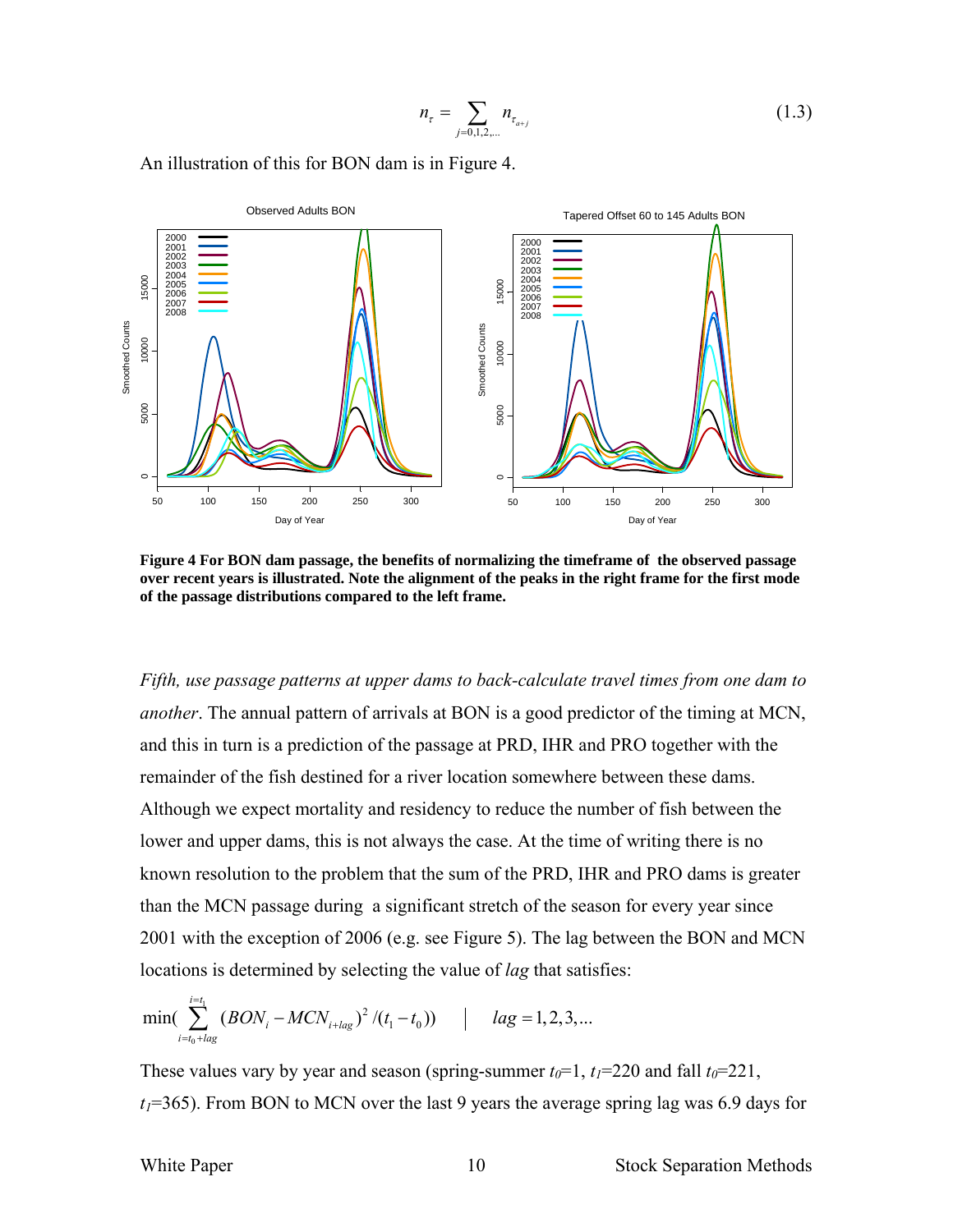$$n_{\tau} = \sum_{j=0,1,2,...} n_{\tau_{a+j}} \tag{1.3}$$

An illustration of this for BON dam is in Figure 4.

**Figure 4 For BON dam passage, the benefits of normalizing the timeframe of the observed passage over recent years is illustrated. Note the alignment of the peaks in the right frame for the first mode of the passage distributions compared to the left frame.**

*Fifth, use passage patterns at upper dams to back-calculate travel times from one dam to another*. The annual pattern of arrivals at BON is a good predictor of the timing at MCN, and this in turn is a prediction of the passage at PRD, IHR and PRO together with the remainder of the fish destined for a river location somewhere between these dams. Although we expect mortality and residency to reduce the number of fish between the lower and upper dams, this is not always the case. At the time of writing there is no known resolution to the problem that the sum of the PRD, IHR and PRO dams is greater than the MCN passage during a significant stretch of the season for every year since 2001 with the exception of 2006 (e.g. see Figure 5). The lag between the BON and MCN locations is determined by selecting the value of *lag* that satisfies:

$$\min\left( \sum_{i=t_0+lag}^{i=t_1} (BON_i - MCN_{i+lag})^2 / (t_1 - t_0) \right) \quad \Big| \quad lag = 1, 2, 3, ...$$

These values vary by year and season (spring-summer $t_0$=1, $t_1$=220 and fall $t_0$=221, $t_1$=365). From BON to MCN over the last 9 years the average spring lag was 6.9 days for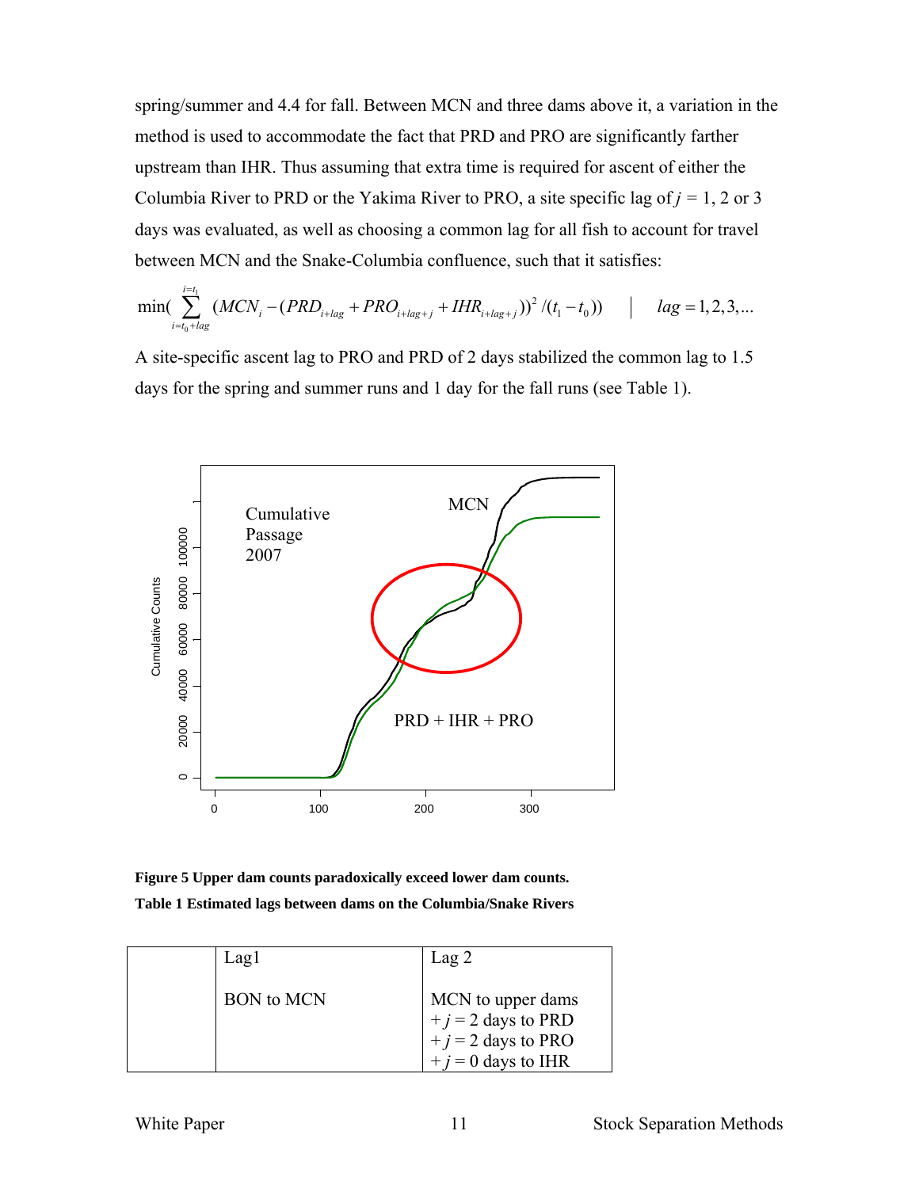spring/summer and 4.4 for fall. Between MCN and three dams above it, a variation in the method is used to accommodate the fact that PRD and PRO are significantly farther upstream than IHR. Thus assuming that extra time is required for ascent of either the Columbia River to PRD or the Yakima River to PRO, a site specific lag of $j$ = 1, 2 or 3 days was evaluated, as well as choosing a common lag for all fish to account for travel between MCN and the Snake-Columbia confluence, such that it satisfies:

$$\min\left(\sum_{i=t_0+lag}^{i=t_1}(MCN_i - (PRD_{i+lag} + PRO_{i+lag+j} + IHR_{i+lag+j}))^2 / (t_1 - t_0)\right) \quad \Big| \quad lag = 1, 2, 3, \ldots$$

A site-specific ascent lag to PRO and PRD of 2 days stabilized the common lag to 1.5 days for the spring and summer runs and 1 day for the fall runs (see Table 1).

**Figure 5 Upper dam counts paradoxically exceed lower dam counts.**

**Table 1 Estimated lags between dams on the Columbia/Snake Rivers**

| | Lag1 | Lag 2 |
|---|---|---|
| | BON to MCN | MCN to upper dams<br>$+ j = 2$ days to PRD<br>$+ j = 2$ days to PRO<br>$+ j = 0$ days to IHR |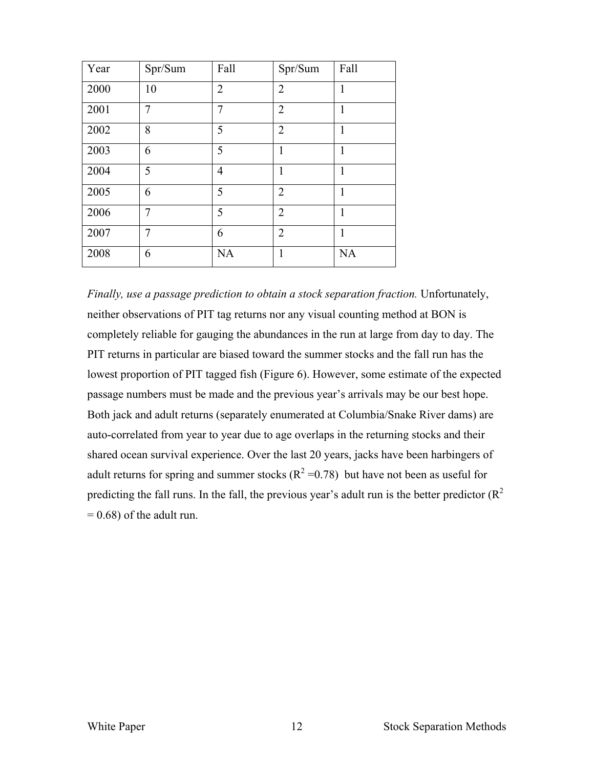| Year | Spr/Sum | Fall | Spr/Sum | Fall |
|---|---|---|---|---|
| 2000 | 10 | 2 | 2 | 1 |
| 2001 | 7 | 7 | 2 | 1 |
| 2002 | 8 | 5 | 2 | 1 |
| 2003 | 6 | 5 | 1 | 1 |
| 2004 | 5 | 4 | 1 | 1 |
| 2005 | 6 | 5 | 2 | 1 |
| 2006 | 7 | 5 | 2 | 1 |
| 2007 | 7 | 6 | 2 | 1 |
| 2008 | 6 | NA | 1 | NA |

*Finally, use a passage prediction to obtain a stock separation fraction.* Unfortunately, neither observations of PIT tag returns nor any visual counting method at BON is completely reliable for gauging the abundances in the run at large from day to day. The PIT returns in particular are biased toward the summer stocks and the fall run has the lowest proportion of PIT tagged fish (Figure 6). However, some estimate of the expected passage numbers must be made and the previous year's arrivals may be our best hope. Both jack and adult returns (separately enumerated at Columbia/Snake River dams) are auto-correlated from year to year due to age overlaps in the returning stocks and their shared ocean survival experience. Over the last 20 years, jacks have been harbingers of adult returns for spring and summer stocks ($R^2$ =0.78) but have not been as useful for predicting the fall runs. In the fall, the previous year's adult run is the better predictor ($R^2$ = 0.68) of the adult run.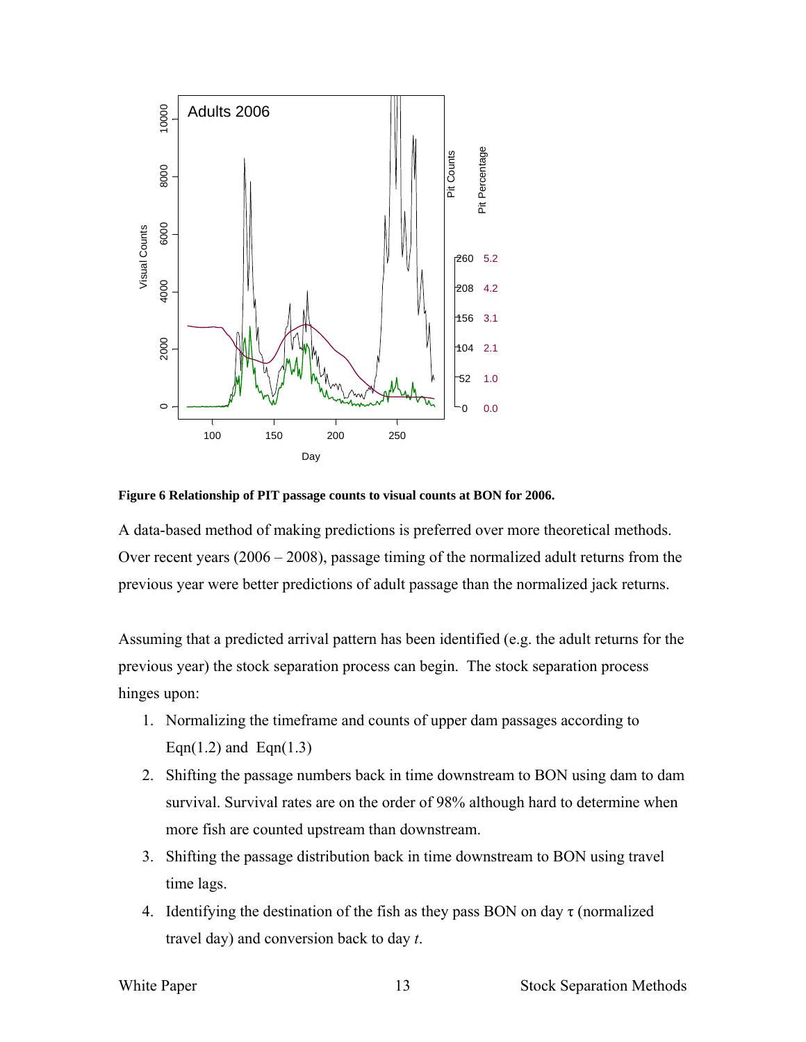**Figure 6 Relationship of PIT passage counts to visual counts at BON for 2006.**

A data-based method of making predictions is preferred over more theoretical methods. Over recent years (2006 – 2008), passage timing of the normalized adult returns from the previous year were better predictions of adult passage than the normalized jack returns.

Assuming that a predicted arrival pattern has been identified (e.g. the adult returns for the previous year) the stock separation process can begin. The stock separation process hinges upon:

1. Normalizing the timeframe and counts of upper dam passages according to Eqn(1.2) and Eqn(1.3)
2. Shifting the passage numbers back in time downstream to BON using dam to dam survival. Survival rates are on the order of 98% although hard to determine when more fish are counted upstream than downstream.
3. Shifting the passage distribution back in time downstream to BON using travel time lags.
4. Identifying the destination of the fish as they pass BON on day $\tau$ (normalized travel day) and conversion back to day $t$.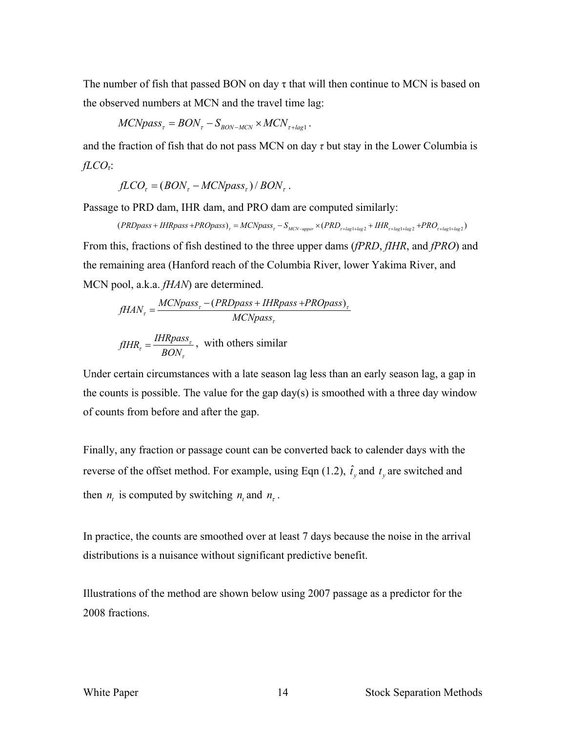The number of fish that passed BON on day τ that will then continue to MCN is based on the observed numbers at MCN and the travel time lag:

$$MCNpass_{\tau} = BON_{\tau} - S_{BON-MCN} \times MCN_{\tau+lag1}.$$

and the fraction of fish that do not pass MCN on day $\tau$ but stay in the Lower Columbia is $fLCO_{\tau}$:

$$fLCO_{\tau} = (BON_{\tau} - MCNpass_{\tau}) / BON_{\tau}.$$

Passage to PRD dam, IHR dam, and PRO dam are computed similarly:

$$(PRDpass + IHRpass + PROpass)_{\tau} = MCNpass_{\tau} - S_{MCN-upper} \times (PRD_{\tau+lag1+lag2} + IHR_{\tau+lag1+lag2} + PRO_{\tau+lag1+lag2})$$

From this, fractions of fish destined to the three upper dams (*fPRD*, *fIHR*, and *fPRO*) and the remaining area (Hanford reach of the Columbia River, lower Yakima River, and MCN pool, a.k.a. *fHAN*) are determined.

$$fHAN_{\tau} = \frac{MCNpass_{\tau} - (PRDpass + IHRpass + PROpass)_{\tau}}{MCNpass_{\tau}}$$

$$fIHR_{\tau} = \frac{IHRpass_{\tau}}{BON_{\tau}}, \text{ with others similar}$$

Under certain circumstances with a late season lag less than an early season lag, a gap in the counts is possible. The value for the gap day(s) is smoothed with a three day window of counts from before and after the gap.

Finally, any fraction or passage count can be converted back to calender days with the reverse of the offset method. For example, using Eqn (1.2), $\hat{t}_y$ and $t_y$ are switched and then $n_t$ is computed by switching $n_t$ and $n_{\tau}$.

In practice, the counts are smoothed over at least 7 days because the noise in the arrival distributions is a nuisance without significant predictive benefit.

Illustrations of the method are shown below using 2007 passage as a predictor for the 2008 fractions.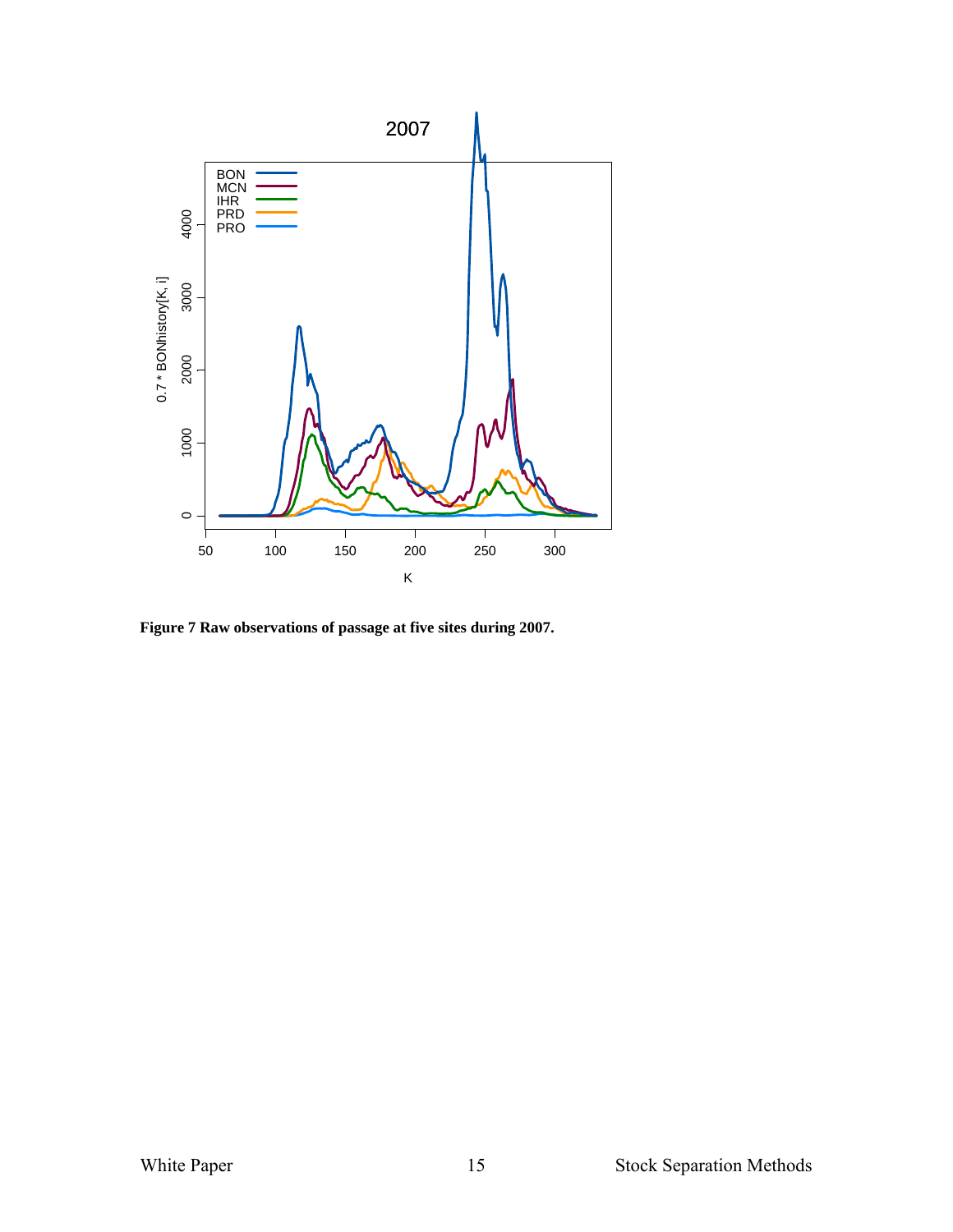**Figure 7 Raw observations of passage at five sites during 2007.**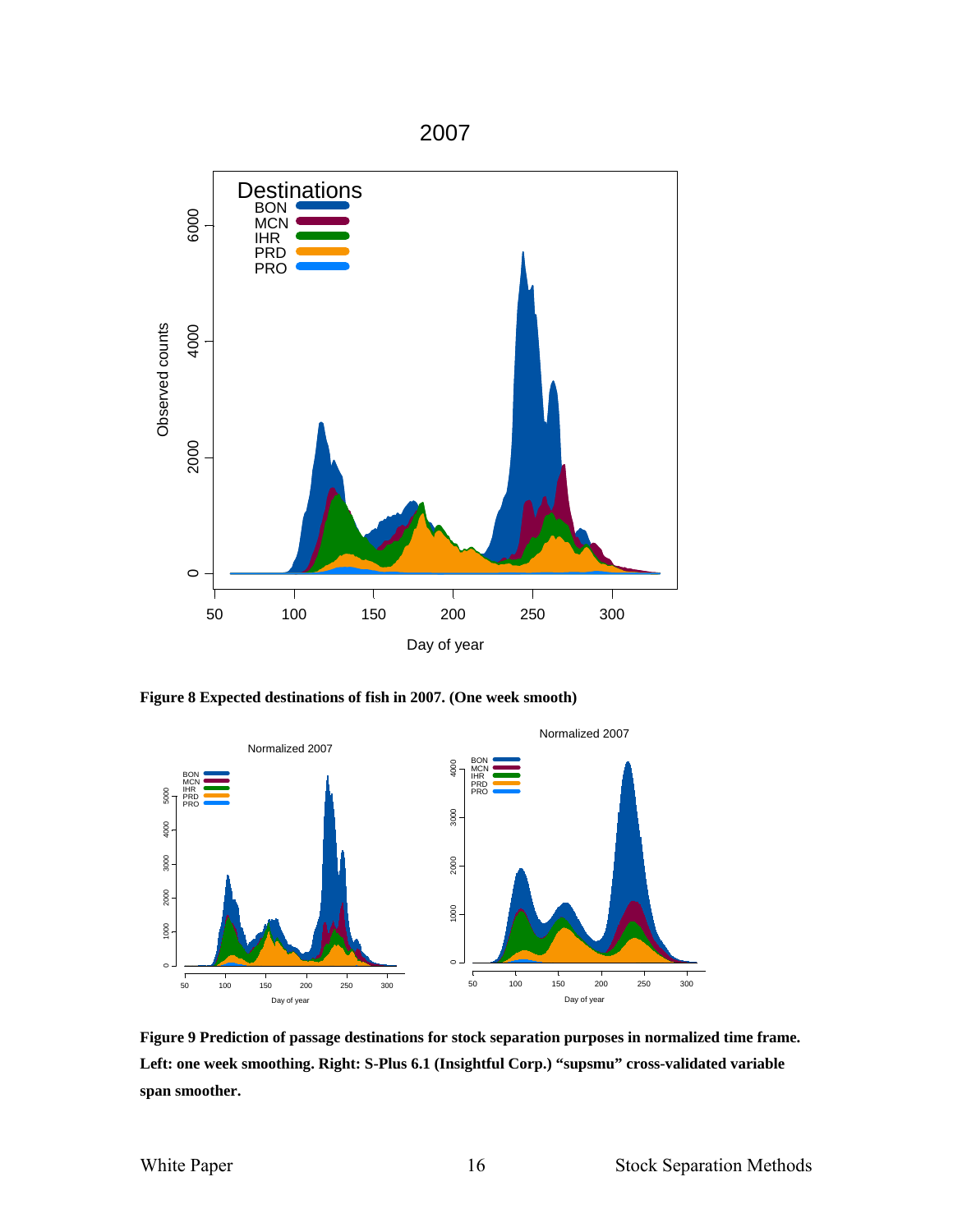**Figure 8 Expected destinations of fish in 2007. (One week smooth)**

**Figure 9 Prediction of passage destinations for stock separation purposes in normalized time frame. Left: one week smoothing. Right: S-Plus 6.1 (Insightful Corp.) "supsmu" cross-validated variable span smoother.**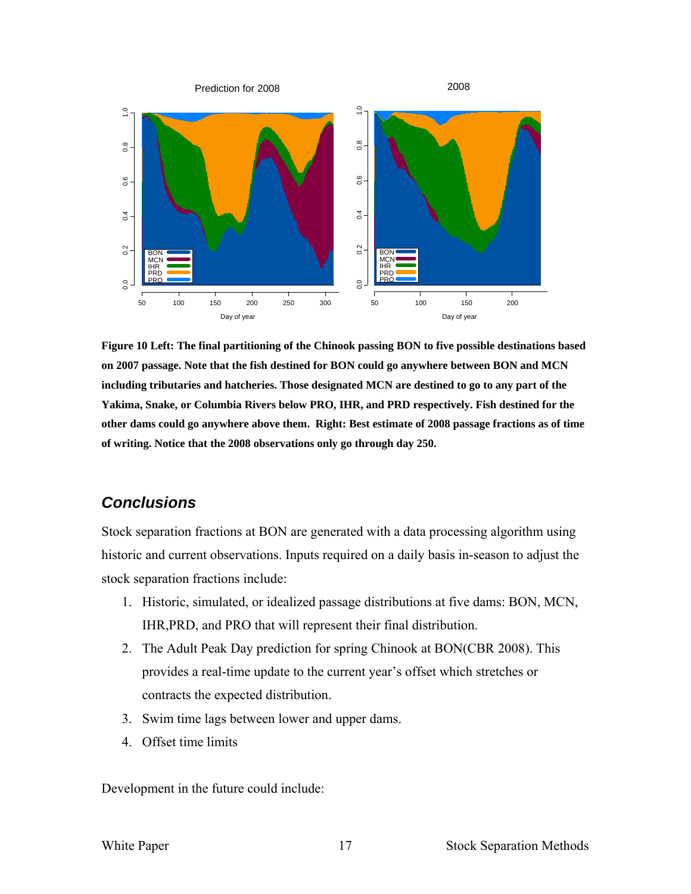**Figure 10 Left: The final partitioning of the Chinook passing BON to five possible destinations based on 2007 passage. Note that the fish destined for BON could go anywhere between BON and MCN including tributaries and hatcheries. Those designated MCN are destined to go to any part of the Yakima, Snake, or Columbia Rivers below PRO, IHR, and PRD respectively. Fish destined for the other dams could go anywhere above them. Right: Best estimate of 2008 passage fractions as of time of writing. Notice that the 2008 observations only go through day 250.**

## *Conclusions*

Stock separation fractions at BON are generated with a data processing algorithm using historic and current observations. Inputs required on a daily basis in-season to adjust the stock separation fractions include:

1. Historic, simulated, or idealized passage distributions at five dams: BON, MCN, IHR,PRD, and PRO that will represent their final distribution.
2. The Adult Peak Day prediction for spring Chinook at BON(CBR 2008). This provides a real-time update to the current year's offset which stretches or contracts the expected distribution.
3. Swim time lags between lower and upper dams.
4. Offset time limits

Development in the future could include: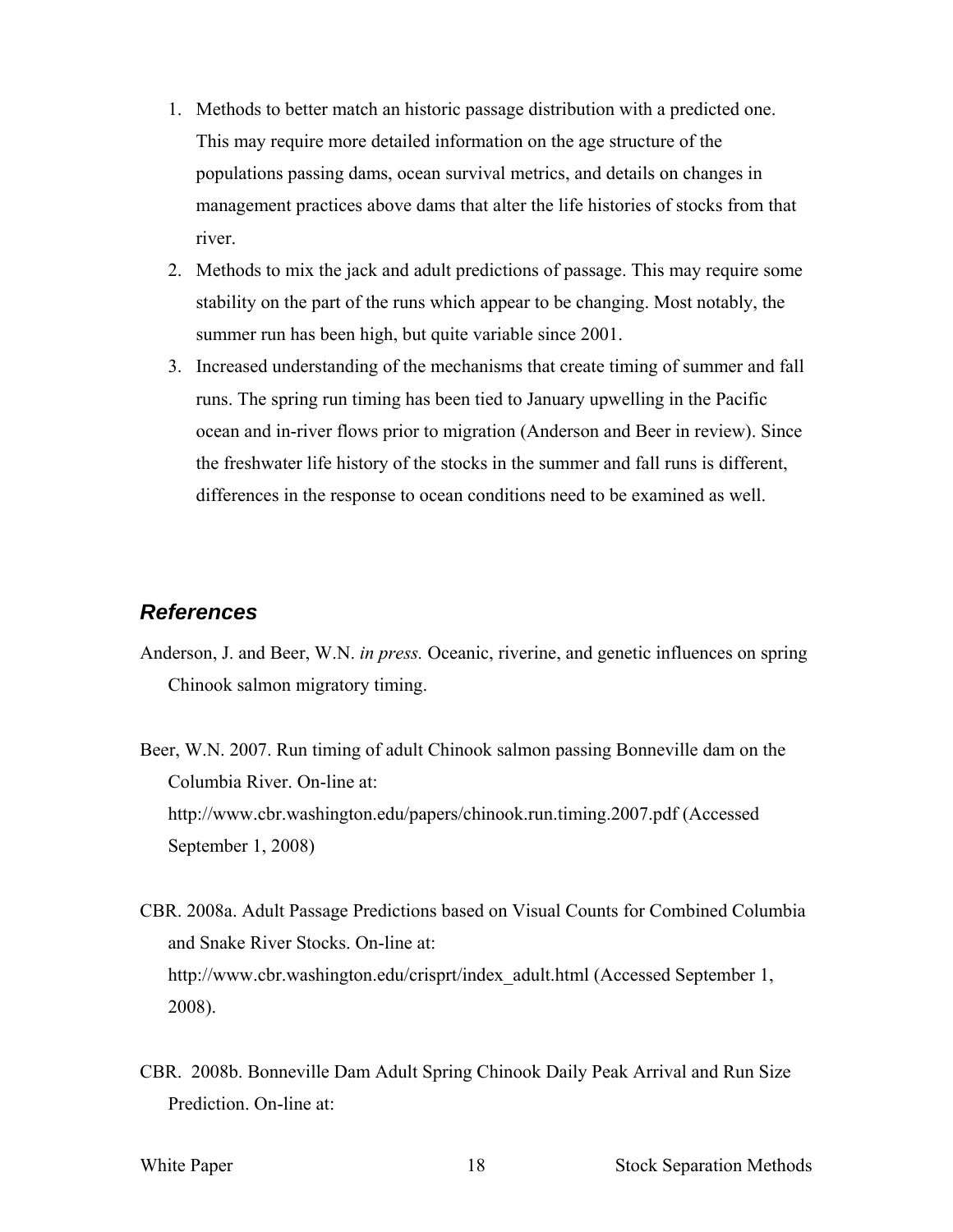1. Methods to better match an historic passage distribution with a predicted one. This may require more detailed information on the age structure of the populations passing dams, ocean survival metrics, and details on changes in management practices above dams that alter the life histories of stocks from that river.
2. Methods to mix the jack and adult predictions of passage. This may require some stability on the part of the runs which appear to be changing. Most notably, the summer run has been high, but quite variable since 2001.
3. Increased understanding of the mechanisms that create timing of summer and fall runs. The spring run timing has been tied to January upwelling in the Pacific ocean and in-river flows prior to migration (Anderson and Beer in review). Since the freshwater life history of the stocks in the summer and fall runs is different, differences in the response to ocean conditions need to be examined as well.

## References

Anderson, J. and Beer, W.N. *in press.* Oceanic, riverine, and genetic influences on spring Chinook salmon migratory timing.

Beer, W.N. 2007. Run timing of adult Chinook salmon passing Bonneville dam on the Columbia River. On-line at: http://www.cbr.washington.edu/papers/chinook.run.timing.2007.pdf (Accessed September 1, 2008)

CBR. 2008a. Adult Passage Predictions based on Visual Counts for Combined Columbia and Snake River Stocks. On-line at: http://www.cbr.washington.edu/crisprt/index_adult.html (Accessed September 1, 2008).

CBR. 2008b. Bonneville Dam Adult Spring Chinook Daily Peak Arrival and Run Size Prediction. On-line at: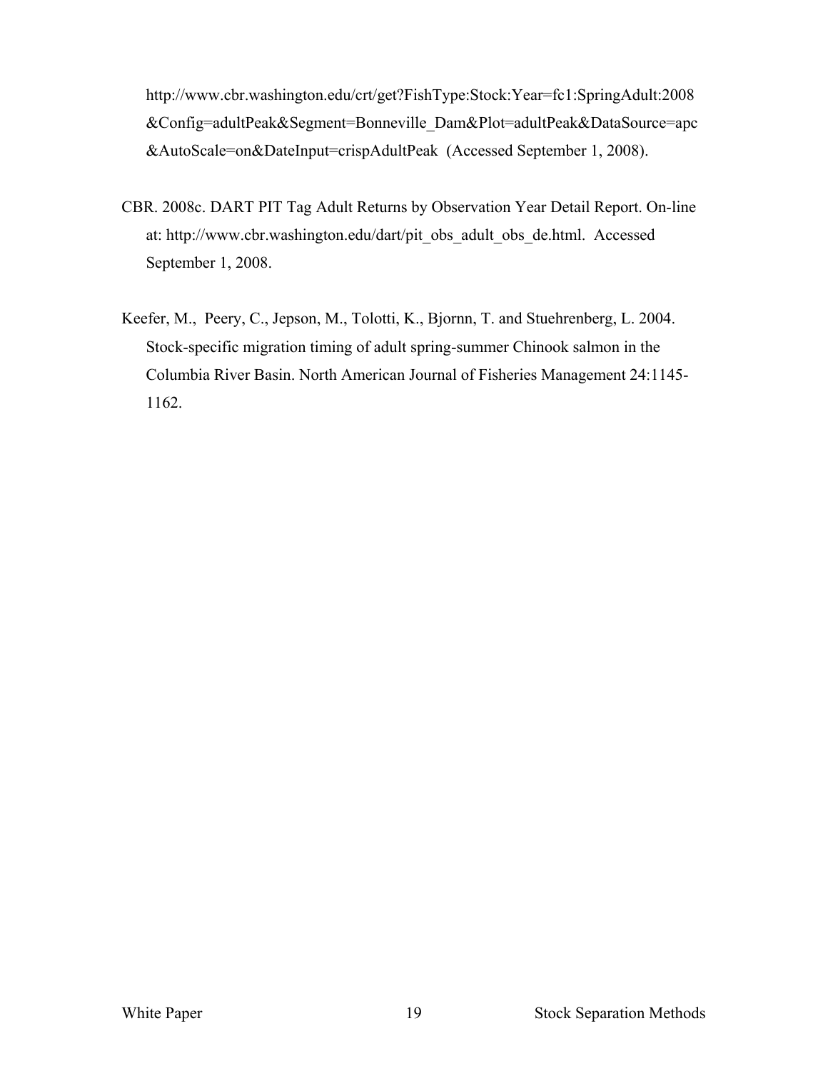http://www.cbr.washington.edu/crt/get?FishType:Stock:Year=fc1:SpringAdult:2008&Config=adultPeak&Segment=Bonneville_Dam&Plot=adultPeak&DataSource=apc&AutoScale=on&DateInput=crispAdultPeak (Accessed September 1, 2008).

CBR. 2008c. DART PIT Tag Adult Returns by Observation Year Detail Report. On-line at: http://www.cbr.washington.edu/dart/pit_obs_adult_obs_de.html. Accessed September 1, 2008.

Keefer, M., Peery, C., Jepson, M., Tolotti, K., Bjornn, T. and Stuehrenberg, L. 2004. Stock-specific migration timing of adult spring-summer Chinook salmon in the Columbia River Basin. North American Journal of Fisheries Management 24:1145-1162.